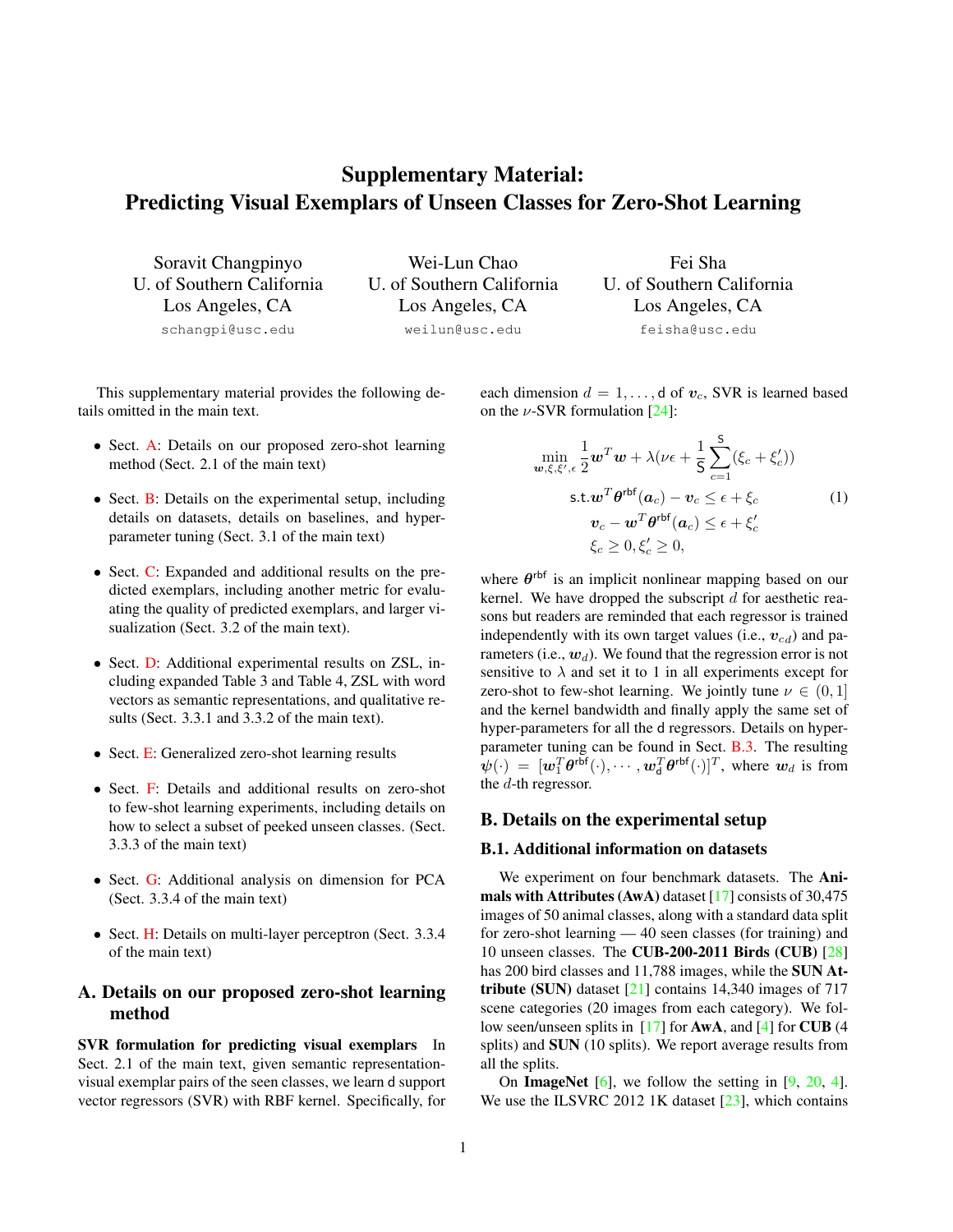# Supplementary Material: Predicting Visual Exemplars of Unseen Classes for Zero-Shot Learning

Soravit Changpinyo
U. of Southern California
Los Angeles, CA
schangpi@usc.edu

Wei-Lun Chao
U. of Southern California
Los Angeles, CA
weilun@usc.edu

Fei Sha
U. of Southern California
Los Angeles, CA
feisha@usc.edu

This supplementary material provides the following details omitted in the main text.

- Sect. A: Details on our proposed zero-shot learning method (Sect. 2.1 of the main text)
- Sect. B: Details on the experimental setup, including details on datasets, details on baselines, and hyper-parameter tuning (Sect. 3.1 of the main text)
- Sect. C: Expanded and additional results on the predicted exemplars, including another metric for evaluating the quality of predicted exemplars, and larger visualization (Sect. 3.2 of the main text).
- Sect. D: Additional experimental results on ZSL, including expanded Table 3 and Table 4, ZSL with word vectors as semantic representations, and qualitative results (Sect. 3.3.1 and 3.3.2 of the main text).
- Sect. E: Generalized zero-shot learning results
- Sect. F: Details and additional results on zero-shot to few-shot learning experiments, including details on how to select a subset of peeked unseen classes. (Sect. 3.3.3 of the main text)
- Sect. G: Additional analysis on dimension for PCA (Sect. 3.3.4 of the main text)
- Sect. H: Details on multi-layer perceptron (Sect. 3.3.4 of the main text)

## A. Details on our proposed zero-shot learning method

**SVR formulation for predicting visual exemplars** In Sect. 2.1 of the main text, given semantic representation-visual exemplar pairs of the seen classes, we learn $\mathsf{d}$ support vector regressors (SVR) with RBF kernel. Specifically, for each dimension $d = 1, \ldots, \mathsf{d}$ of $\boldsymbol{v}_c$, SVR is learned based on the $\nu$-SVR formulation [24]:

$$\begin{aligned}
\min_{\boldsymbol{w},\xi,\xi',\epsilon} \ & \frac{1}{2}\boldsymbol{w}^T\boldsymbol{w} + \lambda(\nu\epsilon + \frac{1}{\mathsf{S}}\sum_{c=1}^{\mathsf{S}}(\xi_c + \xi_c')) \\
\text{s.t.} \ & \boldsymbol{w}^T\boldsymbol{\theta}^{\mathsf{rbf}}(\boldsymbol{a}_c) - \boldsymbol{v}_c \leq \epsilon + \xi_c \\
& \boldsymbol{v}_c - \boldsymbol{w}^T\boldsymbol{\theta}^{\mathsf{rbf}}(\boldsymbol{a}_c) \leq \epsilon + \xi_c' \\
& \xi_c \geq 0, \xi_c' \geq 0,
\end{aligned} \quad (1)$$

where $\boldsymbol{\theta}^{\mathsf{rbf}}$ is an implicit nonlinear mapping based on our kernel. We have dropped the subscript $d$ for aesthetic reasons but readers are reminded that each regressor is trained independently with its own target values (i.e., $\boldsymbol{v}_{cd}$) and parameters (i.e., $\boldsymbol{w}_d$). We found that the regression error is not sensitive to $\lambda$ and set it to 1 in all experiments except for zero-shot to few-shot learning. We jointly tune $\nu \in (0, 1]$ and the kernel bandwidth and finally apply the same set of hyper-parameters for all the $\mathsf{d}$ regressors. Details on hyper-parameter tuning can be found in Sect. B.3. The resulting $\boldsymbol{\psi}(\cdot) = [\boldsymbol{w}_1^T\boldsymbol{\theta}^{\mathsf{rbf}}(\cdot), \cdots, \boldsymbol{w}_{\mathsf{d}}^T\boldsymbol{\theta}^{\mathsf{rbf}}(\cdot)]^T$, where $\boldsymbol{w}_d$ is from the $d$-th regressor.

## B. Details on the experimental setup

### B.1. Additional information on datasets

We experiment on four benchmark datasets. The **Animals with Attributes (AwA)** dataset [17] consists of 30,475 images of 50 animal classes, along with a standard data split for zero-shot learning — 40 seen classes (for training) and 10 unseen classes. The **CUB-200-2011 Birds (CUB)** [28] has 200 bird classes and 11,788 images, while the **SUN Attribute (SUN)** dataset [21] contains 14,340 images of 717 scene categories (20 images from each category). We follow seen/unseen splits in [17] for **AwA**, and [4] for **CUB** (4 splits) and **SUN** (10 splits). We report average results from all the splits.

On **ImageNet** [6], we follow the setting in [9, 20, 4]. We use the ILSVRC 2012 1K dataset [23], which contains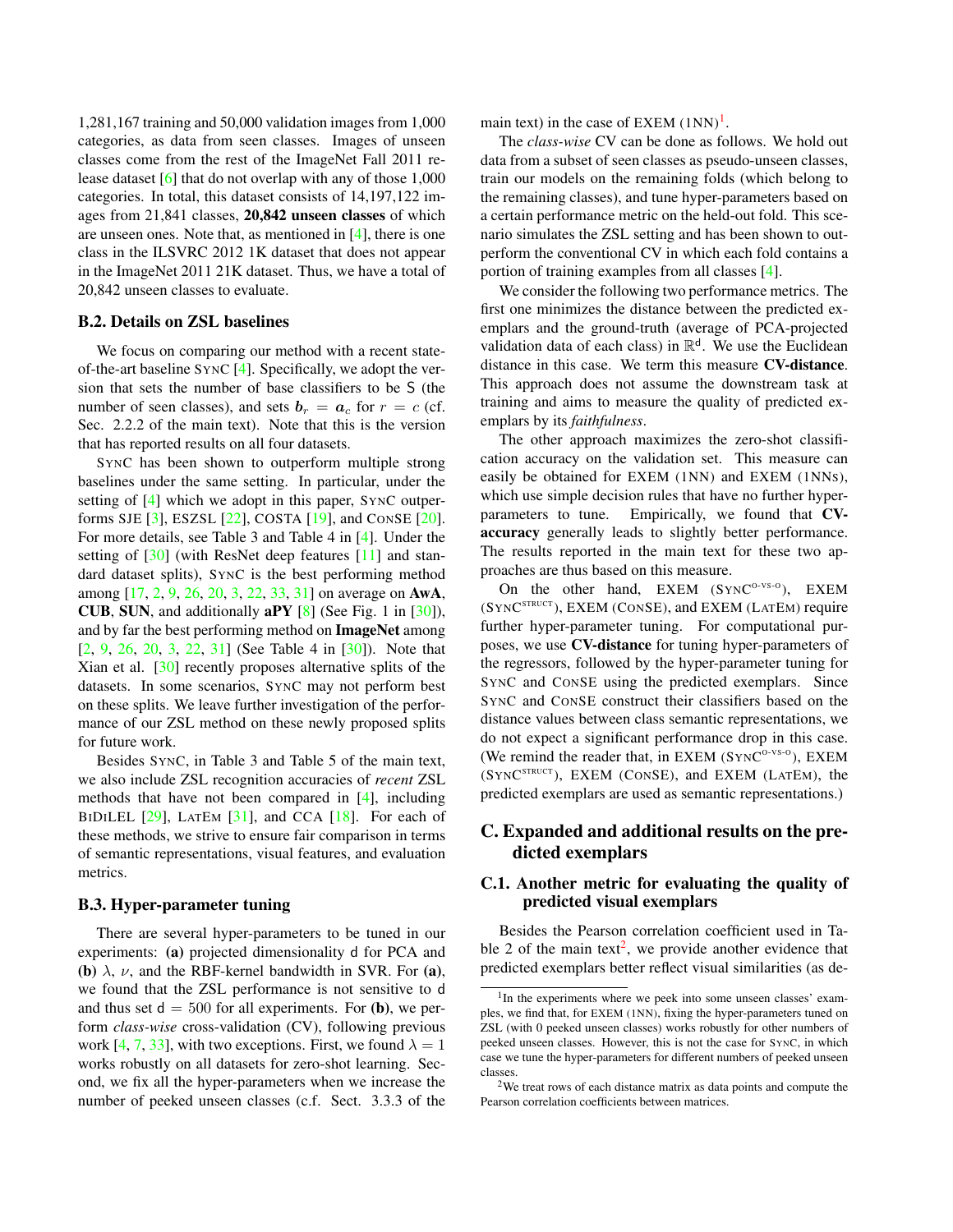1,281,167 training and 50,000 validation images from 1,000 categories, as data from seen classes. Images of unseen classes come from the rest of the ImageNet Fall 2011 release dataset [6] that do not overlap with any of those 1,000 categories. In total, this dataset consists of 14,197,122 images from 21,841 classes, **20,842 unseen classes** of which are unseen ones. Note that, as mentioned in [4], there is one class in the ILSVRC 2012 1K dataset that does not appear in the ImageNet 2011 21K dataset. Thus, we have a total of 20,842 unseen classes to evaluate.

### B.2. Details on ZSL baselines

We focus on comparing our method with a recent state-of-the-art baseline SYNC [4]. Specifically, we adopt the version that sets the number of base classifiers to be $\mathsf{S}$ (the number of seen classes), and sets $\boldsymbol{b}_r = \boldsymbol{a}_c$ for $r = c$ (cf. Sec. 2.2.2 of the main text). Note that this is the version that has reported results on all four datasets.

SYNC has been shown to outperform multiple strong baselines under the same setting. In particular, under the setting of [4] which we adopt in this paper, SYNC outperforms SJE [3], ESZSL [22], COSTA [19], and CONSE [20]. For more details, see Table 3 and Table 4 in [4]. Under the setting of [30] (with ResNet deep features [11] and standard dataset splits), SYNC is the best performing method among [17, 2, 9, 26, 20, 3, 22, 33, 31] on average on **AwA**, **CUB**, **SUN**, and additionally **aPY** [8] (See Fig. 1 in [30]), and by far the best performing method on **ImageNet** among [2, 9, 26, 20, 3, 22, 31] (See Table 4 in [30]). Note that Xian et al. [30] recently proposes alternative splits of the datasets. In some scenarios, SYNC may not perform best on these splits. We leave further investigation of the performance of our ZSL method on these newly proposed splits for future work.

Besides SYNC, in Table 3 and Table 5 of the main text, we also include ZSL recognition accuracies of *recent* ZSL methods that have not been compared in [4], including BIDILEL [29], LATEM [31], and CCA [18]. For each of these methods, we strive to ensure fair comparison in terms of semantic representations, visual features, and evaluation metrics.

### B.3. Hyper-parameter tuning

There are several hyper-parameters to be tuned in our experiments: **(a)** projected dimensionality $\mathsf{d}$ for PCA and **(b)** $\lambda$, $\nu$, and the RBF-kernel bandwidth in SVR. For **(a)**, we found that the ZSL performance is not sensitive to $\mathsf{d}$ and thus set $\mathsf{d} = 500$ for all experiments. For **(b)**, we perform *class-wise* cross-validation (CV), following previous work [4, 7, 33], with two exceptions. First, we found $\lambda = 1$ works robustly on all datasets for zero-shot learning. Second, we fix all the hyper-parameters when we increase the number of peeked unseen classes (c.f. Sect. 3.3.3 of the main text) in the case of EXEM (1NN)[1].

The *class-wise* CV can be done as follows. We hold out data from a subset of seen classes as pseudo-unseen classes, train our models on the remaining folds (which belong to the remaining classes), and tune hyper-parameters based on a certain performance metric on the held-out fold. This scenario simulates the ZSL setting and has been shown to outperform the conventional CV in which each fold contains a portion of training examples from all classes [4].

We consider the following two performance metrics. The first one minimizes the distance between the predicted exemplars and the ground-truth (average of PCA-projected validation data of each class) in $\mathbb{R}^{\mathsf{d}}$. We use the Euclidean distance in this case. We term this measure **CV-distance**. This approach does not assume the downstream task at training and aims to measure the quality of predicted exemplars by its *faithfulness*.

The other approach maximizes the zero-shot classification accuracy on the validation set. This measure can easily be obtained for EXEM (1NN) and EXEM (1NNS), which use simple decision rules that have no further hyper-parameters to tune. Empirically, we found that **CV-accuracy** generally leads to slightly better performance. The results reported in the main text for these two approaches are thus based on this measure.

On the other hand, EXEM (SYNC$^{\text{O-VS-O}}$), EXEM (SYNC$^{\text{STRUCT}}$), EXEM (CONSE), and EXEM (LATEM) require further hyper-parameter tuning. For computational purposes, we use **CV-distance** for tuning hyper-parameters of the regressors, followed by the hyper-parameter tuning for SYNC and CONSE using the predicted exemplars. Since SYNC and CONSE construct their classifiers based on the distance values between class semantic representations, we do not expect a significant performance drop in this case. (We remind the reader that, in EXEM (SYNC$^{\text{O-VS-O}}$), EXEM (SYNC$^{\text{STRUCT}}$), EXEM (CONSE), and EXEM (LATEM), the predicted exemplars are used as semantic representations.)

## C. Expanded and additional results on the predicted exemplars

### C.1. Another metric for evaluating the quality of predicted visual exemplars

Besides the Pearson correlation coefficient used in Table 2 of the main text[2], we provide another evidence that predicted exemplars better reflect visual similarities (as de-

[1] In the experiments where we peek into some unseen classes' examples, we find that, for EXEM (1NN), fixing the hyper-parameters tuned on ZSL (with 0 peeked unseen classes) works robustly for other numbers of peeked unseen classes. However, this is not the case for SYNC, in which case we tune the hyper-parameters for different numbers of peeked unseen classes.

[2] We treat rows of each distance matrix as data points and compute the Pearson correlation coefficients between matrices.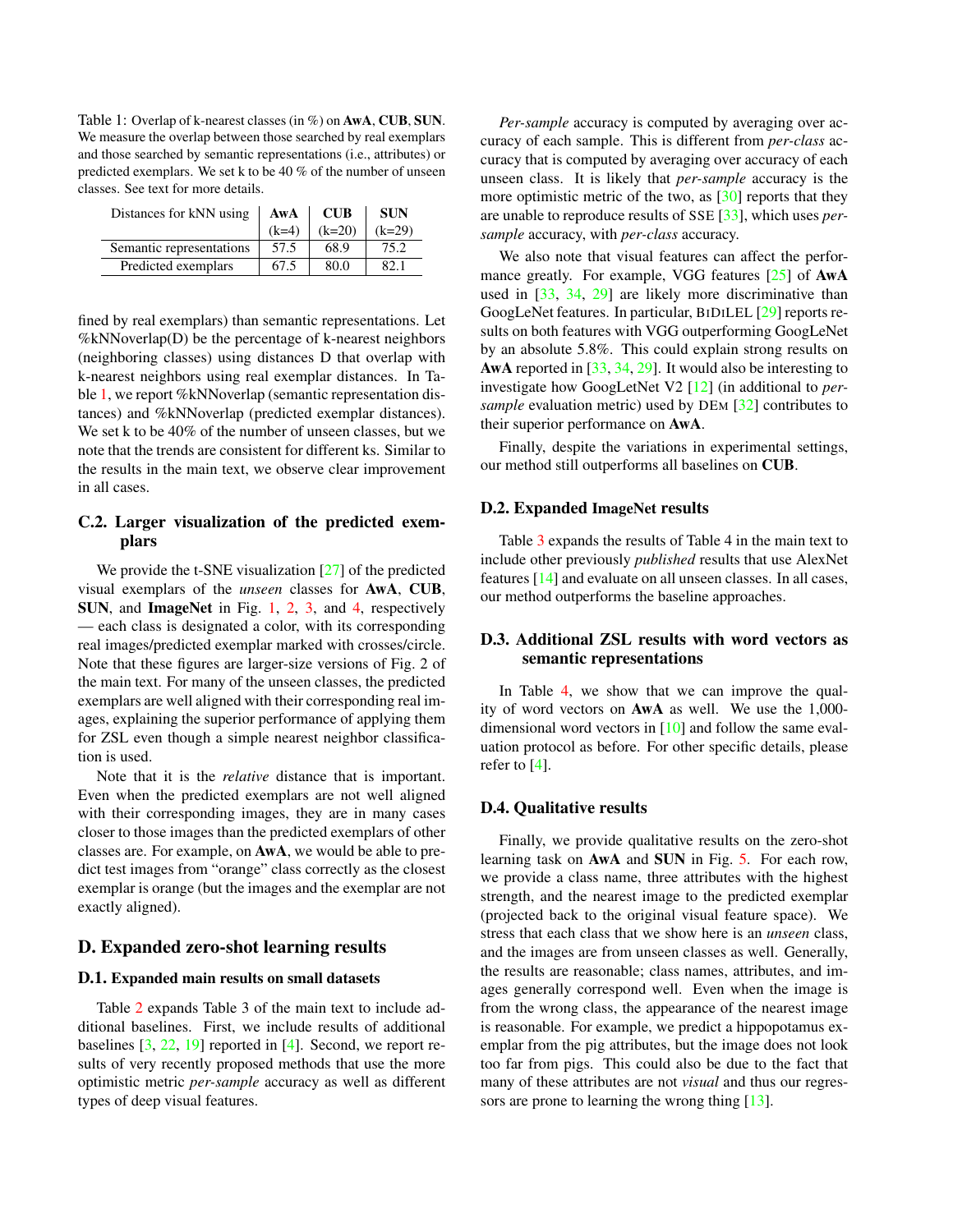Table 1: Overlap of k-nearest classes (in %) on **AwA**, **CUB**, **SUN**. We measure the overlap between those searched by real exemplars and those searched by semantic representations (i.e., attributes) or predicted exemplars. We set k to be 40 % of the number of unseen classes. See text for more details.

| Distances for kNN using | **AwA** (k=4) | **CUB** (k=20) | **SUN** (k=29) |
|---|---|---|---|
| Semantic representations | 57.5 | 68.9 | 75.2 |
| Predicted exemplars | 67.5 | 80.0 | 82.1 |

fined by real exemplars) than semantic representations. Let %kNNoverlap(D) be the percentage of k-nearest neighbors (neighboring classes) using distances D that overlap with k-nearest neighbors using real exemplar distances. In Table 1, we report %kNNoverlap (semantic representation distances) and %kNNoverlap (predicted exemplar distances). We set k to be 40% of the number of unseen classes, but we note that the trends are consistent for different ks. Similar to the results in the main text, we observe clear improvement in all cases.

### C.2. Larger visualization of the predicted exemplars

We provide the t-SNE visualization [27] of the predicted visual exemplars of the *unseen* classes for **AwA**, **CUB**, **SUN**, and **ImageNet** in Fig. 1, 2, 3, and 4, respectively — each class is designated a color, with its corresponding real images/predicted exemplar marked with crosses/circle. Note that these figures are larger-size versions of Fig. 2 of the main text. For many of the unseen classes, the predicted exemplars are well aligned with their corresponding real images, explaining the superior performance of applying them for ZSL even though a simple nearest neighbor classification is used.

Note that it is the *relative* distance that is important. Even when the predicted exemplars are not well aligned with their corresponding images, they are in many cases closer to those images than the predicted exemplars of other classes are. For example, on **AwA**, we would be able to predict test images from "orange" class correctly as the closest exemplar is orange (but the images and the exemplar are not exactly aligned).

## D. Expanded zero-shot learning results

### D.1. Expanded main results on small datasets

Table 2 expands Table 3 of the main text to include additional baselines. First, we include results of additional baselines [3, 22, 19] reported in [4]. Second, we report results of very recently proposed methods that use the more optimistic metric *per-sample* accuracy as well as different types of deep visual features.

*Per-sample* accuracy is computed by averaging over accuracy of each sample. This is different from *per-class* accuracy that is computed by averaging over accuracy of each unseen class. It is likely that *per-sample* accuracy is the more optimistic metric of the two, as [30] reports that they are unable to reproduce results of SSE [33], which uses *per-sample* accuracy, with *per-class* accuracy.

We also note that visual features can affect the performance greatly. For example, VGG features [25] of **AwA** used in [33, 34, 29] are likely more discriminative than GoogLeNet features. In particular, BiDiLEL [29] reports results on both features with VGG outperforming GoogLeNet by an absolute 5.8%. This could explain strong results on **AwA** reported in [33, 34, 29]. It would also be interesting to investigate how GoogLetNet V2 [12] (in additional to *per-sample* evaluation metric) used by DEM [32] contributes to their superior performance on **AwA**.

Finally, despite the variations in experimental settings, our method still outperforms all baselines on **CUB**.

### D.2. Expanded ImageNet results

Table 3 expands the results of Table 4 in the main text to include other previously *published* results that use AlexNet features [14] and evaluate on all unseen classes. In all cases, our method outperforms the baseline approaches.

### D.3. Additional ZSL results with word vectors as semantic representations

In Table 4, we show that we can improve the quality of word vectors on **AwA** as well. We use the 1,000-dimensional word vectors in [10] and follow the same evaluation protocol as before. For other specific details, please refer to [4].

### D.4. Qualitative results

Finally, we provide qualitative results on the zero-shot learning task on **AwA** and **SUN** in Fig. 5. For each row, we provide a class name, three attributes with the highest strength, and the nearest image to the predicted exemplar (projected back to the original visual feature space). We stress that each class that we show here is an *unseen* class, and the images are from unseen classes as well. Generally, the results are reasonable; class names, attributes, and images generally correspond well. Even when the image is from the wrong class, the appearance of the nearest image is reasonable. For example, we predict a hippopotamus exemplar from the pig attributes, but the image does not look too far from pigs. This could also be due to the fact that many of these attributes are not *visual* and thus our regressors are prone to learning the wrong thing [13].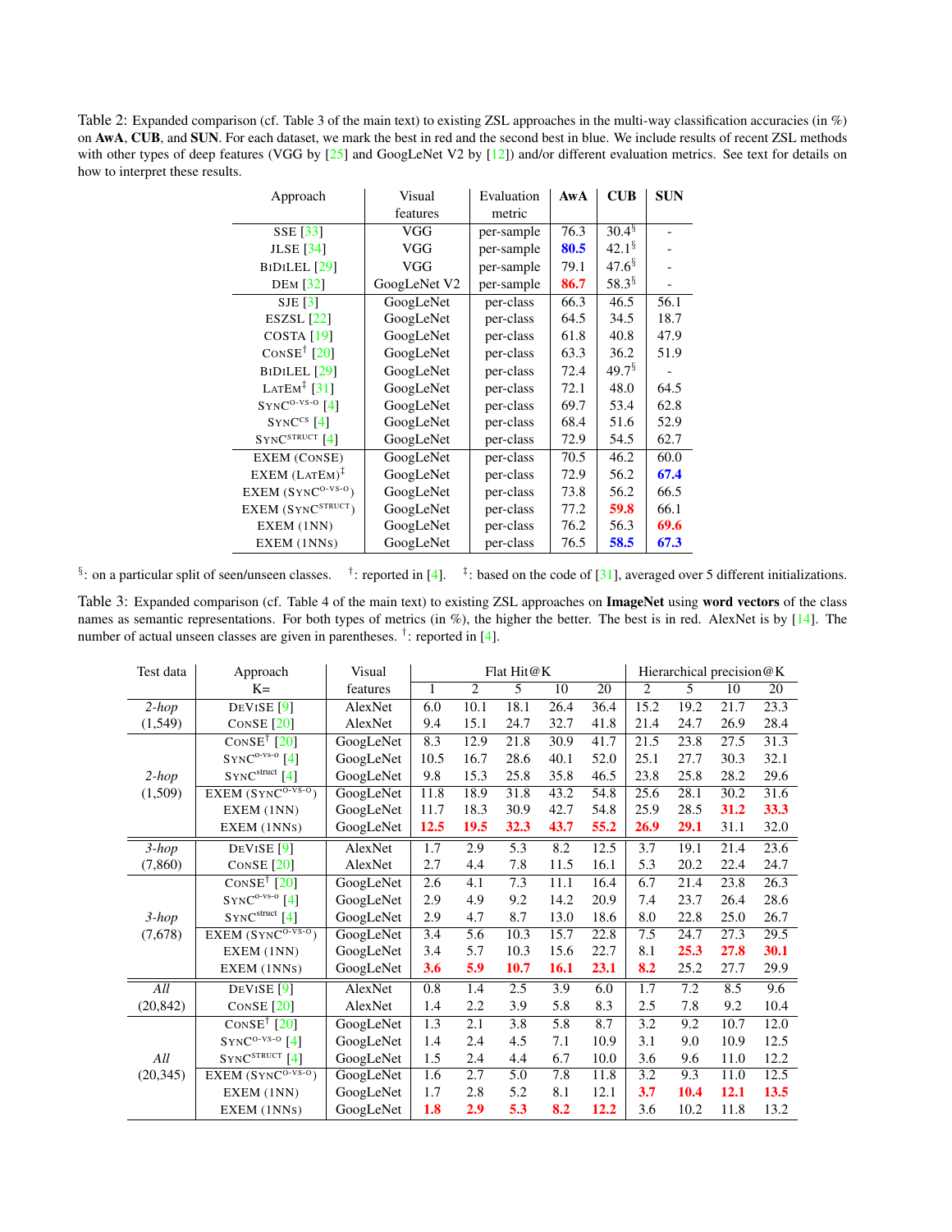Table 2: Expanded comparison (cf. Table 3 of the main text) to existing ZSL approaches in the multi-way classification accuracies (in %) on **AwA**, **CUB**, and **SUN**. For each dataset, we mark the best in red and the second best in blue. We include results of recent ZSL methods with other types of deep features (VGG by [25] and GoogLeNet V2 by [12]) and/or different evaluation metrics. See text for details on how to interpret these results.

| Approach | Visual features | Evaluation metric | **AwA** | **CUB** | **SUN** |
|---|---|---|---|---|---|
| SSE [33] | VGG | per-sample | 76.3 | 30.4§ | - |
| JLSE [34] | VGG | per-sample | **80.5** | 42.1§ | - |
| BiDiLEL [29] | VGG | per-sample | 79.1 | 47.6§ | - |
| DEm [32] | GoogLeNet V2 | per-sample | **86.7** | 58.3§ | - |
| SJE [3] | GoogLeNet | per-class | 66.3 | 46.5 | 56.1 |
| ESZSL [22] | GoogLeNet | per-class | 64.5 | 34.5 | 18.7 |
| COSTA [19] | GoogLeNet | per-class | 61.8 | 40.8 | 47.9 |
| ConSE† [20] | GoogLeNet | per-class | 63.3 | 36.2 | 51.9 |
| BiDiLEL [29] | GoogLeNet | per-class | 72.4 | 49.7§ | - |
| LatEm‡ [31] | GoogLeNet | per-class | 72.1 | 48.0 | 64.5 |
| Sync$^{\text{o-vs-o}}$ [4] | GoogLeNet | per-class | 69.7 | 53.4 | 62.8 |
| Sync$^{\text{cs}}$ [4] | GoogLeNet | per-class | 68.4 | 51.6 | 52.9 |
| Sync$^{\text{struct}}$ [4] | GoogLeNet | per-class | 72.9 | 54.5 | 62.7 |
| EXEM (ConSE) | GoogLeNet | per-class | 70.5 | 46.2 | 60.0 |
| EXEM (LatEm)‡ | GoogLeNet | per-class | 72.9 | 56.2 | **67.4** |
| EXEM (Sync$^{\text{o-vs-o}}$) | GoogLeNet | per-class | 73.8 | 56.2 | 66.5 |
| EXEM (Sync$^{\text{struct}}$) | GoogLeNet | per-class | 77.2 | **59.8** | 66.1 |
| EXEM (1NN) | GoogLeNet | per-class | 76.2 | 56.3 | **69.6** |
| EXEM (1NNs) | GoogLeNet | per-class | 76.5 | **58.5** | **67.3** |

§: on a particular split of seen/unseen classes. †: reported in [4]. ‡: based on the code of [31], averaged over 5 different initializations.

Table 3: Expanded comparison (cf. Table 4 of the main text) to existing ZSL approaches on **ImageNet** using **word vectors** of the class names as semantic representations. For both types of metrics (in %), the higher the better. The best is in red. AlexNet is by [14]. The number of actual unseen classes are given in parentheses. †: reported in [4].

| Test data | Approach | Visual features | Flat Hit@K | | | | | Hierarchical precision@K | | | |
|---|---|---|---|---|---|---|---|---|---|---|---|
| | K= | | 1 | 2 | 5 | 10 | 20 | 2 | 5 | 10 | 20 |
| *2-hop* (1,549) | DeViSE [9] | AlexNet | 6.0 | 10.1 | 18.1 | 26.4 | 36.4 | 15.2 | 19.2 | 21.7 | 23.3 |
| | ConSE [20] | AlexNet | 9.4 | 15.1 | 24.7 | 32.7 | 41.8 | 21.4 | 24.7 | 26.9 | 28.4 |
| *2-hop* (1,509) | ConSE† [20] | GoogLeNet | 8.3 | 12.9 | 21.8 | 30.9 | 41.7 | 21.5 | 23.8 | 27.5 | 31.3 |
| | Sync$^{\text{o-vs-o}}$ [4] | GoogLeNet | 10.5 | 16.7 | 28.6 | 40.1 | 52.0 | 25.1 | 27.7 | 30.3 | 32.1 |
| | Sync$^{\text{struct}}$ [4] | GoogLeNet | 9.8 | 15.3 | 25.8 | 35.8 | 46.5 | 23.8 | 25.8 | 28.2 | 29.6 |
| | EXEM (Sync$^{\text{o-vs-o}}$) | GoogLeNet | 11.8 | 18.9 | 31.8 | 43.2 | 54.8 | 25.6 | 28.1 | 30.2 | 31.6 |
| | EXEM (1NN) | GoogLeNet | 11.7 | 18.3 | 30.9 | 42.7 | 54.8 | 25.9 | 28.5 | **31.2** | **33.3** |
| | EXEM (1NNs) | GoogLeNet | **12.5** | **19.5** | **32.3** | **43.7** | **55.2** | **26.9** | **29.1** | 31.1 | 32.0 |
| *3-hop* (7,860) | DeViSE [9] | AlexNet | 1.7 | 2.9 | 5.3 | 8.2 | 12.5 | 3.7 | 19.1 | 21.4 | 23.6 |
| | ConSE [20] | AlexNet | 2.7 | 4.4 | 7.8 | 11.5 | 16.1 | 5.3 | 20.2 | 22.4 | 24.7 |
| *3-hop* (7,678) | ConSE† [20] | GoogLeNet | 2.6 | 4.1 | 7.3 | 11.1 | 16.4 | 6.7 | 21.4 | 23.8 | 26.3 |
| | Sync$^{\text{o-vs-o}}$ [4] | GoogLeNet | 2.9 | 4.9 | 9.2 | 14.2 | 20.9 | 7.4 | 23.7 | 26.4 | 28.6 |
| | Sync$^{\text{struct}}$ [4] | GoogLeNet | 2.9 | 4.7 | 8.7 | 13.0 | 18.6 | 8.0 | 22.8 | 25.0 | 26.7 |
| | EXEM (Sync$^{\text{o-vs-o}}$) | GoogLeNet | 3.4 | 5.6 | 10.3 | 15.7 | 22.8 | 7.5 | 24.7 | 27.3 | 29.5 |
| | EXEM (1NN) | GoogLeNet | 3.4 | 5.7 | 10.3 | 15.6 | 22.7 | 8.1 | **25.3** | **27.8** | **30.1** |
| | EXEM (1NNs) | GoogLeNet | **3.6** | **5.9** | **10.7** | **16.1** | **23.1** | **8.2** | 25.2 | 27.7 | 29.9 |
| *All* (20,842) | DeViSE [9] | AlexNet | 0.8 | 1.4 | 2.5 | 3.9 | 6.0 | 1.7 | 7.2 | 8.5 | 9.6 |
| | ConSE [20] | AlexNet | 1.4 | 2.2 | 3.9 | 5.8 | 8.3 | 2.5 | 7.8 | 9.2 | 10.4 |
| *All* (20,345) | ConSE† [20] | GoogLeNet | 1.3 | 2.1 | 3.8 | 5.8 | 8.7 | 3.2 | 9.2 | 10.7 | 12.0 |
| | Sync$^{\text{o-vs-o}}$ [4] | GoogLeNet | 1.4 | 2.4 | 4.5 | 7.1 | 10.9 | 3.1 | 9.0 | 10.9 | 12.5 |
| | Sync$^{\text{struct}}$ [4] | GoogLeNet | 1.5 | 2.4 | 4.4 | 6.7 | 10.0 | 3.6 | 9.6 | 11.0 | 12.2 |
| | EXEM (Sync$^{\text{o-vs-o}}$) | GoogLeNet | 1.6 | 2.7 | 5.0 | 7.8 | 11.8 | 3.2 | 9.3 | 11.0 | 12.5 |
| | EXEM (1NN) | GoogLeNet | 1.7 | 2.8 | 5.2 | 8.1 | 12.1 | **3.7** | **10.4** | **12.1** | **13.5** |
| | EXEM (1NNs) | GoogLeNet | **1.8** | **2.9** | **5.3** | **8.2** | **12.2** | 3.6 | 10.2 | 11.8 | 13.2 |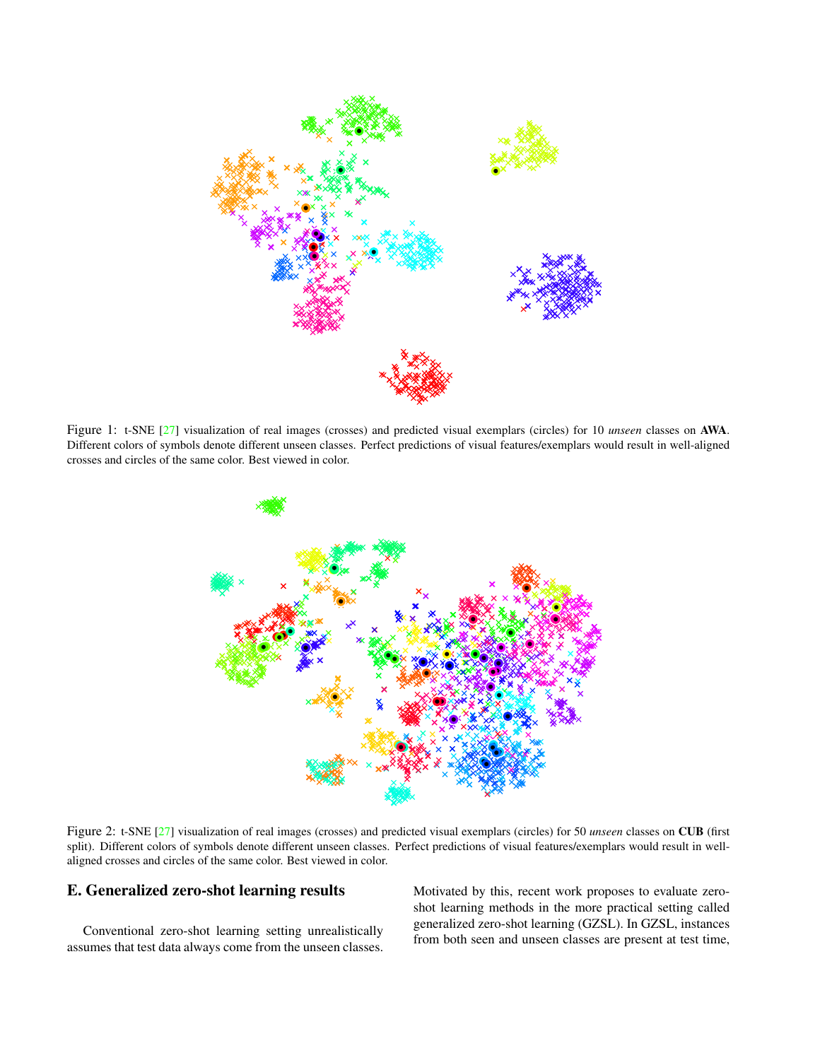Figure 1: t-SNE [27] visualization of real images (crosses) and predicted visual exemplars (circles) for 10 *unseen* classes on **AWA**. Different colors of symbols denote different unseen classes. Perfect predictions of visual features/exemplars would result in well-aligned crosses and circles of the same color. Best viewed in color.

Figure 2: t-SNE [27] visualization of real images (crosses) and predicted visual exemplars (circles) for 50 *unseen* classes on **CUB** (first split). Different colors of symbols denote different unseen classes. Perfect predictions of visual features/exemplars would result in well-aligned crosses and circles of the same color. Best viewed in color.

## E. Generalized zero-shot learning results

Conventional zero-shot learning setting unrealistically assumes that test data always come from the unseen classes. Motivated by this, recent work proposes to evaluate zero-shot learning methods in the more practical setting called generalized zero-shot learning (GZSL). In GZSL, instances from both seen and unseen classes are present at test time,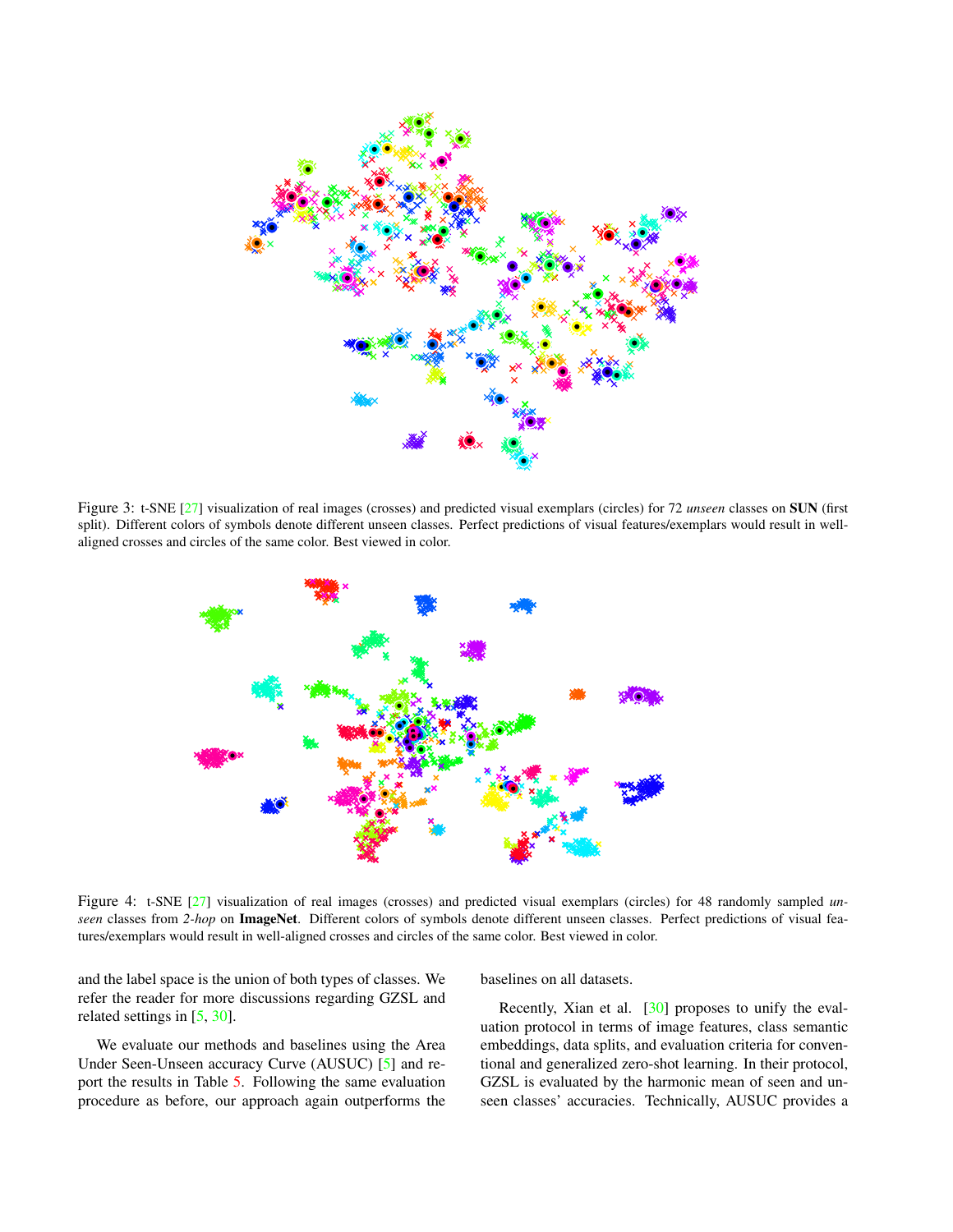Figure 3: t-SNE [27] visualization of real images (crosses) and predicted visual exemplars (circles) for 72 *unseen* classes on **SUN** (first split). Different colors of symbols denote different unseen classes. Perfect predictions of visual features/exemplars would result in well-aligned crosses and circles of the same color. Best viewed in color.

Figure 4: t-SNE [27] visualization of real images (crosses) and predicted visual exemplars (circles) for 48 randomly sampled *unseen* classes from *2-hop* on **ImageNet**. Different colors of symbols denote different unseen classes. Perfect predictions of visual features/exemplars would result in well-aligned crosses and circles of the same color. Best viewed in color.

and the label space is the union of both types of classes. We refer the reader for more discussions regarding GZSL and related settings in [5, 30].

We evaluate our methods and baselines using the Area Under Seen-Unseen accuracy Curve (AUSUC) [5] and report the results in Table 5. Following the same evaluation procedure as before, our approach again outperforms the baselines on all datasets.

Recently, Xian et al. [30] proposes to unify the evaluation protocol in terms of image features, class semantic embeddings, data splits, and evaluation criteria for conventional and generalized zero-shot learning. In their protocol, GZSL is evaluated by the harmonic mean of seen and unseen classes' accuracies. Technically, AUSUC provides a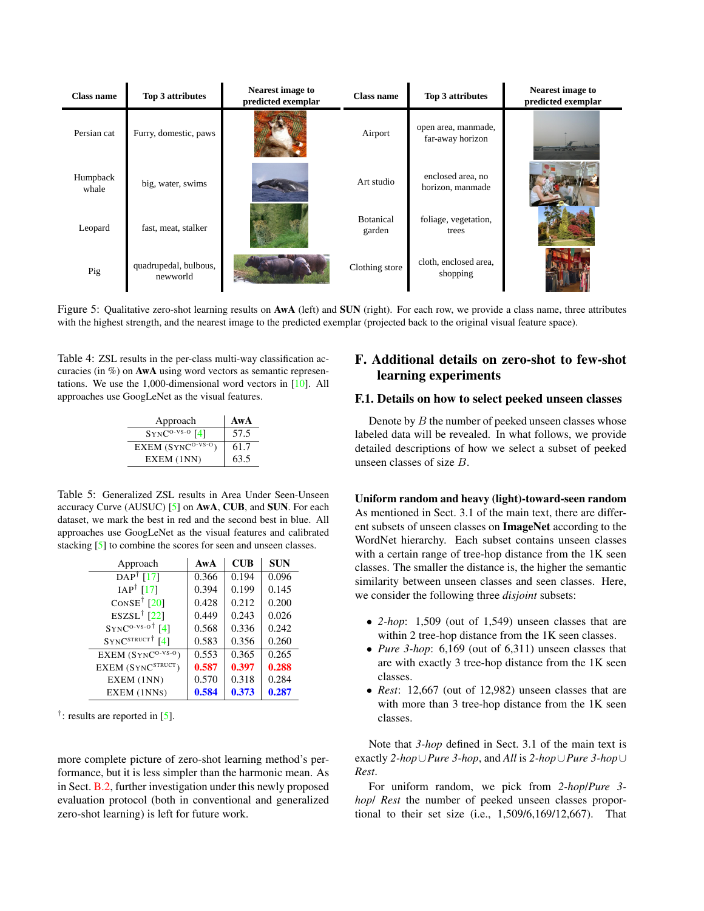| Class name | Top 3 attributes | Nearest image to predicted exemplar | Class name | Top 3 attributes | Nearest image to predicted exemplar |
|---|---|---|---|---|---|
| Persian cat | Furry, domestic, paws | | Airport | open area, manmade, far-away horizon | |
| Humpback whale | big, water, swims | | Art studio | enclosed area, no horizon, manmade | |
| Leopard | fast, meat, stalker | | Botanical garden | foliage, vegetation, trees | |
| Pig | quadrupedal, bulbous, newworld | | Clothing store | cloth, enclosed area, shopping | |

Figure 5: Qualitative zero-shot learning results on **AwA** (left) and **SUN** (right). For each row, we provide a class name, three attributes with the highest strength, and the nearest image to the predicted exemplar (projected back to the original visual feature space).

Table 4: ZSL results in the per-class multi-way classification accuracies (in %) on **AwA** using word vectors as semantic representations. We use the 1,000-dimensional word vectors in [10]. All approaches use GoogLeNet as the visual features.

| Approach | **AwA** |
|---|---|
| SYNC$^{\text{O-VS-O}}$ [4] | 57.5 |
| EXEM (SYNC$^{\text{O-VS-O}}$) | 61.7 |
| EXEM (1NN) | 63.5 |

Table 5: Generalized ZSL results in Area Under Seen-Unseen accuracy Curve (AUSUC) [5] on **AwA**, **CUB**, and **SUN**. For each dataset, we mark the best in red and the second best in blue. All approaches use GoogLeNet as the visual features and calibrated stacking [5] to combine the scores for seen and unseen classes.

| Approach | **AwA** | **CUB** | **SUN** |
|---|---|---|---|
| DAP† [17] | 0.366 | 0.194 | 0.096 |
| IAP† [17] | 0.394 | 0.199 | 0.145 |
| CONSE† [20] | 0.428 | 0.212 | 0.200 |
| ESZSL† [22] | 0.449 | 0.243 | 0.026 |
| SYNC$^{\text{O-VS-O}}$† [4] | 0.568 | 0.336 | 0.242 |
| SYNC$^{\text{STRUCT}}$† [4] | 0.583 | 0.356 | 0.260 |
| EXEM (SYNC$^{\text{O-VS-O}}$) | 0.553 | 0.365 | 0.265 |
| EXEM (SYNC$^{\text{STRUCT}}$) | **0.587** | **0.397** | **0.288** |
| EXEM (1NN) | 0.570 | 0.318 | 0.284 |
| EXEM (1NNS) | **0.584** | **0.373** | **0.287** |

†: results are reported in [5].

more complete picture of zero-shot learning method's performance, but it is less simpler than the harmonic mean. As in Sect. B.2, further investigation under this newly proposed evaluation protocol (both in conventional and generalized zero-shot learning) is left for future work.

# F. Additional details on zero-shot to few-shot learning experiments

## F.1. Details on how to select peeked unseen classes

Denote by $B$ the number of peeked unseen classes whose labeled data will be revealed. In what follows, we provide detailed descriptions of how we select a subset of peeked unseen classes of size $B$.

**Uniform random and heavy (light)-toward-seen random** As mentioned in Sect. 3.1 of the main text, there are different subsets of unseen classes on **ImageNet** according to the WordNet hierarchy. Each subset contains unseen classes with a certain range of tree-hop distance from the 1K seen classes. The smaller the distance is, the higher the semantic similarity between unseen classes and seen classes. Here, we consider the following three *disjoint* subsets:

- *2-hop*: 1,509 (out of 1,549) unseen classes that are within 2 tree-hop distance from the 1K seen classes.
- *Pure 3-hop*: 6,169 (out of 6,311) unseen classes that are with exactly 3 tree-hop distance from the 1K seen classes.
- *Rest*: 12,667 (out of 12,982) unseen classes that are with more than 3 tree-hop distance from the 1K seen classes.

Note that *3-hop* defined in Sect. 3.1 of the main text is exactly *2-hop*∪*Pure 3-hop*, and *All* is *2-hop*∪*Pure 3-hop*∪*Rest*.

For uniform random, we pick from *2-hop*/*Pure 3-hop*/ *Rest* the number of peeked unseen classes proportional to their set size (i.e., 1,509/6,169/12,667). That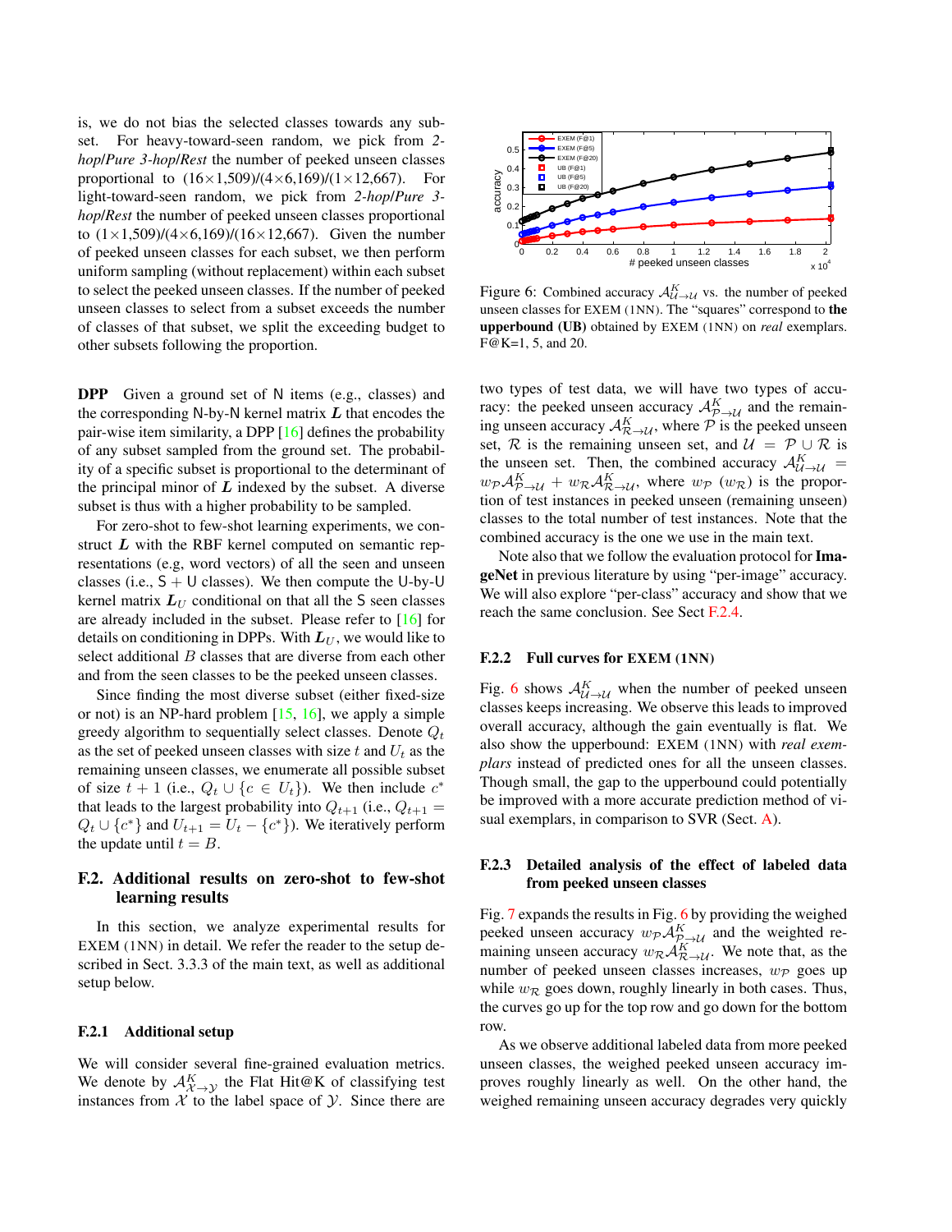is, we do not bias the selected classes towards any subset. For heavy-toward-seen random, we pick from *2-hop*/*Pure 3-hop*/*Rest* the number of peeked unseen classes proportional to (16×1,509)/(4×6,169)/(1×12,667). For light-toward-seen random, we pick from *2-hop*/*Pure 3-hop*/*Rest* the number of peeked unseen classes proportional to (1×1,509)/(4×6,169)/(16×12,667). Given the number of peeked unseen classes for each subset, we then perform uniform sampling (without replacement) within each subset to select the peeked unseen classes. If the number of peeked unseen classes to select from a subset exceeds the number of classes of that subset, we split the exceeding budget to other subsets following the proportion.

**DPP** Given a ground set of N items (e.g., classes) and the corresponding N-by-N kernel matrix $\boldsymbol{L}$ that encodes the pair-wise item similarity, a DPP [16] defines the probability of any subset sampled from the ground set. The probability of a specific subset is proportional to the determinant of the principal minor of $\boldsymbol{L}$ indexed by the subset. A diverse subset is thus with a higher probability to be sampled.

For zero-shot to few-shot learning experiments, we construct $\boldsymbol{L}$ with the RBF kernel computed on semantic representations (e.g, word vectors) of all the seen and unseen classes (i.e., S + U classes). We then compute the U-by-U kernel matrix $\boldsymbol{L}_U$ conditional on that all the S seen classes are already included in the subset. Please refer to [16] for details on conditioning in DPPs. With $\boldsymbol{L}_U$, we would like to select additional $B$ classes that are diverse from each other and from the seen classes to be the peeked unseen classes.

Since finding the most diverse subset (either fixed-size or not) is an NP-hard problem [15, 16], we apply a simple greedy algorithm to sequentially select classes. Denote $Q_t$ as the set of peeked unseen classes with size $t$ and $U_t$ as the remaining unseen classes, we enumerate all possible subset of size $t+1$ (i.e., $Q_t \cup \{c \in U_t\}$). We then include $c^*$ that leads to the largest probability into $Q_{t+1}$ (i.e., $Q_{t+1} = Q_t \cup \{c^*\}$ and $U_{t+1} = U_t - \{c^*\}$). We iteratively perform the update until $t = B$.

## F.2. Additional results on zero-shot to few-shot learning results

In this section, we analyze experimental results for EXEM (1NN) in detail. We refer the reader to the setup described in Sect. 3.3.3 of the main text, as well as additional setup below.

### F.2.1 Additional setup

We will consider several fine-grained evaluation metrics. We denote by $\mathcal{A}^K_{\mathcal{X}\to\mathcal{Y}}$ the Flat Hit@K of classifying test instances from $\mathcal{X}$ to the label space of $\mathcal{Y}$. Since there are two types of test data, we will have two types of accuracy: the peeked unseen accuracy $\mathcal{A}^K_{\mathcal{P}\to\mathcal{U}}$ and the remaining unseen accuracy $\mathcal{A}^K_{\mathcal{R}\to\mathcal{U}}$, where $\mathcal{P}$ is the peeked unseen set, $\mathcal{R}$ is the remaining unseen set, and $\mathcal{U} = \mathcal{P} \cup \mathcal{R}$ is the unseen set. Then, the combined accuracy $\mathcal{A}^K_{\mathcal{U}\to\mathcal{U}} = w_\mathcal{P}\mathcal{A}^K_{\mathcal{P}\to\mathcal{U}} + w_\mathcal{R}\mathcal{A}^K_{\mathcal{R}\to\mathcal{U}}$, where $w_\mathcal{P}$ ($w_\mathcal{R}$) is the proportion of test instances in peeked unseen (remaining unseen) classes to the total number of test instances. Note that the combined accuracy is the one we use in the main text.

Note also that we follow the evaluation protocol for **ImageNet** in previous literature by using "per-image" accuracy. We will also explore "per-class" accuracy and show that we reach the same conclusion. See Sect F.2.4.

Figure 6: Combined accuracy $\mathcal{A}^K_{\mathcal{U}\to\mathcal{U}}$ vs. the number of peeked unseen classes for EXEM (1NN). The "squares" correspond to **the upperbound (UB)** obtained by EXEM (1NN) on *real* exemplars. F@K=1, 5, and 20.

### F.2.2 Full curves for EXEM (1NN)

Fig. 6 shows $\mathcal{A}^K_{\mathcal{U}\to\mathcal{U}}$ when the number of peeked unseen classes keeps increasing. We observe this leads to improved overall accuracy, although the gain eventually is flat. We also show the upperbound: EXEM (1NN) with *real exemplars* instead of predicted ones for all the unseen classes. Though small, the gap to the upperbound could potentially be improved with a more accurate prediction method of visual exemplars, in comparison to SVR (Sect. A).

### F.2.3 Detailed analysis of the effect of labeled data from peeked unseen classes

Fig. 7 expands the results in Fig. 6 by providing the weighed peeked unseen accuracy $w_\mathcal{P}\mathcal{A}^K_{\mathcal{P}\to\mathcal{U}}$ and the weighted remaining unseen accuracy $w_\mathcal{R}\mathcal{A}^K_{\mathcal{R}\to\mathcal{U}}$. We note that, as the number of peeked unseen classes increases, $w_\mathcal{P}$ goes up while $w_\mathcal{R}$ goes down, roughly linearly in both cases. Thus, the curves go up for the top row and go down for the bottom row.

As we observe additional labeled data from more peeked unseen classes, the weighed peeked unseen accuracy improves roughly linearly as well. On the other hand, the weighed remaining unseen accuracy degrades very quickly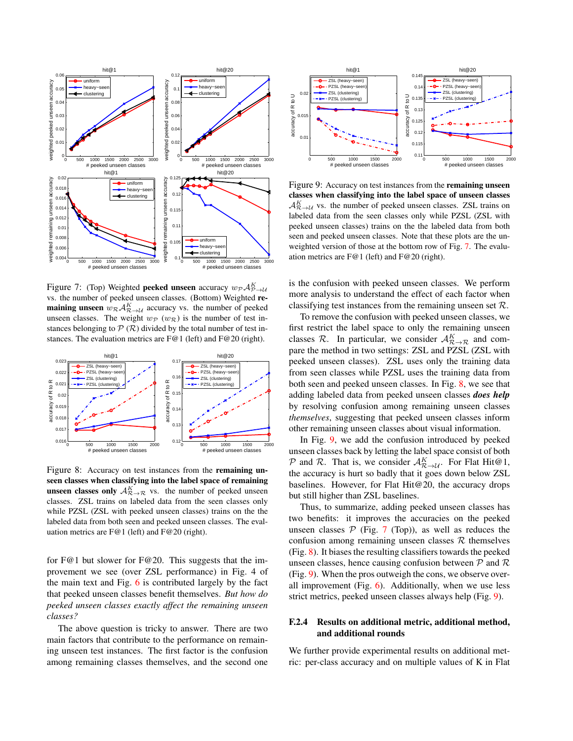Figure 7: (Top) Weighted **peeked unseen** accuracy $w_{\mathcal{P}}\mathcal{A}^K_{\mathcal{P}\to\mathcal{U}}$ vs. the number of peeked unseen classes. (Bottom) Weighted **remaining unseen** $w_{\mathcal{R}}\mathcal{A}^K_{\mathcal{R}\to\mathcal{U}}$ accuracy vs. the number of peeked unseen classes. The weight $w_{\mathcal{P}}$ ($w_{\mathcal{R}}$) is the number of test instances belonging to $\mathcal{P}$ ($\mathcal{R}$) divided by the total number of test instances. The evaluation metrics are F@1 (left) and F@20 (right).

Figure 8: Accuracy on test instances from the **remaining unseen classes when classifying into the label space of remaining unseen classes only** $\mathcal{A}^K_{\mathcal{R}\to\mathcal{R}}$ vs. the number of peeked unseen classes. ZSL trains on labeled data from the seen classes only while PZSL (ZSL with peeked unseen classes) trains on the labeled data from both seen and peeked unseen classes. The evaluation metrics are F@1 (left) and F@20 (right).

for F@1 but slower for F@20. This suggests that the improvement we see (over ZSL performance) in Fig. 4 of the main text and Fig. 6 is contributed largely by the fact that peeked unseen classes benefit themselves. *But how do peeked unseen classes exactly affect the remaining unseen classes?*

The above question is tricky to answer. There are two main factors that contribute to the performance on remaining unseen test instances. The first factor is the confusion among remaining classes themselves, and the second one is the confusion with peeked unseen classes. We perform more analysis to understand the effect of each factor when classifying test instances from the remaining unseen set $\mathcal{R}$.

To remove the confusion with peeked unseen classes, we first restrict the label space to only the remaining unseen classes $\mathcal{R}$. In particular, we consider $\mathcal{A}^K_{\mathcal{R}\to\mathcal{R}}$ and compare the method in two settings: ZSL and PZSL (ZSL with peeked unseen classes). ZSL uses only the training data from seen classes while PZSL uses the training data from both seen and peeked unseen classes. In Fig. 8, we see that adding labeled data from peeked unseen classes ***does help*** by resolving confusion among remaining unseen classes *themselves*, suggesting that peeked unseen classes inform other remaining unseen classes about visual information.

In Fig. 9, we add the confusion introduced by peeked unseen classes back by letting the label space consist of both $\mathcal{P}$ and $\mathcal{R}$. That is, we consider $\mathcal{A}^K_{\mathcal{R}\to\mathcal{U}}$. For Flat Hit@1, the accuracy is hurt so badly that it goes down below ZSL baselines. However, for Flat Hit@20, the accuracy drops but still higher than ZSL baselines.

Thus, to summarize, adding peeked unseen classes has two benefits: it improves the accuracies on the peeked unseen classes $\mathcal{P}$ (Fig. 7 (Top)), as well as reduces the confusion among remaining unseen classes $\mathcal{R}$ themselves (Fig. 8). It biases the resulting classifiers towards the peeked unseen classes, hence causing confusion between $\mathcal{P}$ and $\mathcal{R}$ (Fig. 9). When the pros outweigh the cons, we observe overall improvement (Fig. 6). Additionally, when we use less strict metrics, peeked unseen classes always help (Fig. 9).

Figure 9: Accuracy on test instances from the **remaining unseen classes when classifying into the label space of unseen classes** $\mathcal{A}^K_{\mathcal{R}\to\mathcal{U}}$ vs. the number of peeked unseen classes. ZSL trains on labeled data from the seen classes only while PZSL (ZSL with peeked unseen classes) trains on the labeled data from both seen and peeked unseen classes. Note that these plots are the unweighted version of those at the bottom row of Fig. 7. The evaluation metrics are F@1 (left) and F@20 (right).

#### F.2.4 Results on additional metric, additional method, and additional rounds

We further provide experimental results on additional metric: per-class accuracy and on multiple values of K in Flat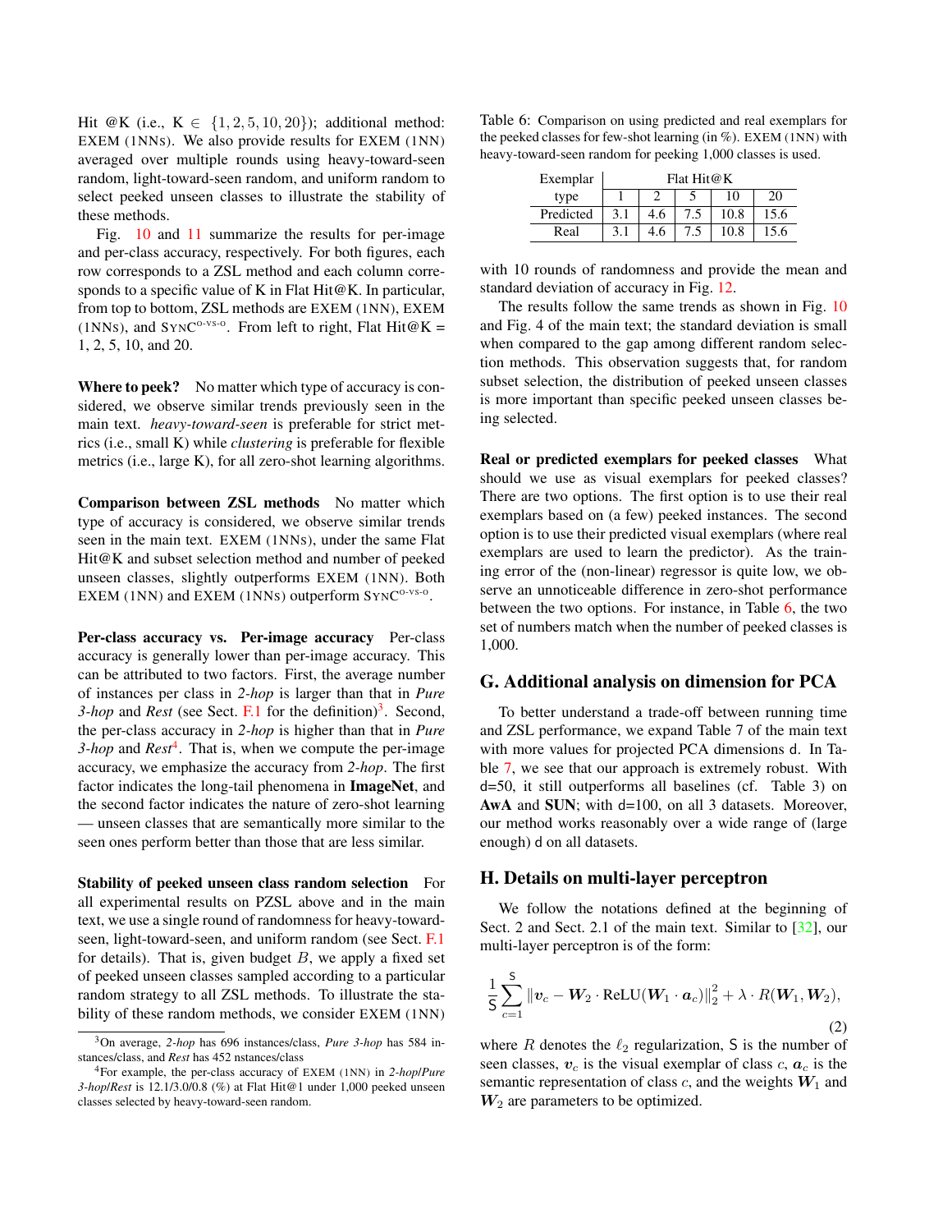Hit @K (i.e., K $\in \{1, 2, 5, 10, 20\}$); additional method: EXEM (1NNS). We also provide results for EXEM (1NN) averaged over multiple rounds using heavy-toward-seen random, light-toward-seen random, and uniform random to select peeked unseen classes to illustrate the stability of these methods.

Fig. 10 and 11 summarize the results for per-image and per-class accuracy, respectively. For both figures, each row corresponds to a ZSL method and each column corresponds to a specific value of K in Flat Hit@K. In particular, from top to bottom, ZSL methods are EXEM (1NN), EXEM (1NNS), and SYNC$^{\text{o-vs-o}}$. From left to right, Flat Hit@K = 1, 2, 5, 10, and 20.

**Where to peek?** No matter which type of accuracy is considered, we observe similar trends previously seen in the main text. *heavy-toward-seen* is preferable for strict metrics (i.e., small K) while *clustering* is preferable for flexible metrics (i.e., large K), for all zero-shot learning algorithms.

**Comparison between ZSL methods** No matter which type of accuracy is considered, we observe similar trends seen in the main text. EXEM (1NNS), under the same Flat Hit@K and subset selection method and number of peeked unseen classes, slightly outperforms EXEM (1NN). Both EXEM (1NN) and EXEM (1NNS) outperform SYNC$^{\text{o-vs-o}}$.

**Per-class accuracy vs. Per-image accuracy** Per-class accuracy is generally lower than per-image accuracy. This can be attributed to two factors. First, the average number of instances per class in *2-hop* is larger than that in *Pure 3-hop* and *Rest* (see Sect. F.1 for the definition)[3]. Second, the per-class accuracy in *2-hop* is higher than that in *Pure 3-hop* and *Rest*[4]. That is, when we compute the per-image accuracy, we emphasize the accuracy from *2-hop*. The first factor indicates the long-tail phenomena in **ImageNet**, and the second factor indicates the nature of zero-shot learning — unseen classes that are semantically more similar to the seen ones perform better than those that are less similar.

**Stability of peeked unseen class random selection** For all experimental results on PZSL above and in the main text, we use a single round of randomness for heavy-toward-seen, light-toward-seen, and uniform random (see Sect. F.1 for details). That is, given budget $B$, we apply a fixed set of peeked unseen classes sampled according to a particular random strategy to all ZSL methods. To illustrate the stability of these random methods, we consider EXEM (1NN) with 10 rounds of randomness and provide the mean and standard deviation of accuracy in Fig. 12.

[3] On average, *2-hop* has 696 instances/class, *Pure 3-hop* has 584 instances/class, and *Rest* has 452 nstances/class

[4] For example, the per-class accuracy of EXEM (1NN) in *2-hop*/*Pure 3-hop*/*Rest* is 12.1/3.0/0.8 (%) at Flat Hit@1 under 1,000 peeked unseen classes selected by heavy-toward-seen random.

Table 6: Comparison on using predicted and real exemplars for the peeked classes for few-shot learning (in %). EXEM (1NN) with heavy-toward-seen random for peeking 1,000 classes is used.

| Exemplar type | Flat Hit@K | | | | |
|---|---|---|---|---|---|
| | 1 | 2 | 5 | 10 | 20 |
| Predicted | 3.1 | 4.6 | 7.5 | 10.8 | 15.6 |
| Real | 3.1 | 4.6 | 7.5 | 10.8 | 15.6 |

The results follow the same trends as shown in Fig. 10 and Fig. 4 of the main text; the standard deviation is small when compared to the gap among different random selection methods. This observation suggests that, for random subset selection, the distribution of peeked unseen classes is more important than specific peeked unseen classes being selected.

**Real or predicted exemplars for peeked classes** What should we use as visual exemplars for peeked classes? There are two options. The first option is to use their real exemplars based on (a few) peeked instances. The second option is to use their predicted visual exemplars (where real exemplars are used to learn the predictor). As the training error of the (non-linear) regressor is quite low, we observe an unnoticeable difference in zero-shot performance between the two options. For instance, in Table 6, the two set of numbers match when the number of peeked classes is 1,000.

## G. Additional analysis on dimension for PCA

To better understand a trade-off between running time and ZSL performance, we expand Table 7 of the main text with more values for projected PCA dimensions d. In Table 7, we see that our approach is extremely robust. With d=50, it still outperforms all baselines (cf. Table 3) on **AwA** and **SUN**; with d=100, on all 3 datasets. Moreover, our method works reasonably over a wide range of (large enough) d on all datasets.

## H. Details on multi-layer perceptron

We follow the notations defined at the beginning of Sect. 2 and Sect. 2.1 of the main text. Similar to [32], our multi-layer perceptron is of the form:

$$\frac{1}{\mathsf{S}}\sum_{c=1}^{\mathsf{S}} \|\boldsymbol{v}_c - \boldsymbol{W}_2 \cdot \mathrm{ReLU}(\boldsymbol{W}_1 \cdot \boldsymbol{a}_c)\|_2^2 + \lambda \cdot R(\boldsymbol{W}_1, \boldsymbol{W}_2), \tag{2}$$

where $R$ denotes the $\ell_2$ regularization, $\mathsf{S}$ is the number of seen classes, $\boldsymbol{v}_c$ is the visual exemplar of class $c$, $\boldsymbol{a}_c$ is the semantic representation of class $c$, and the weights $\boldsymbol{W}_1$ and $\boldsymbol{W}_2$ are parameters to be optimized.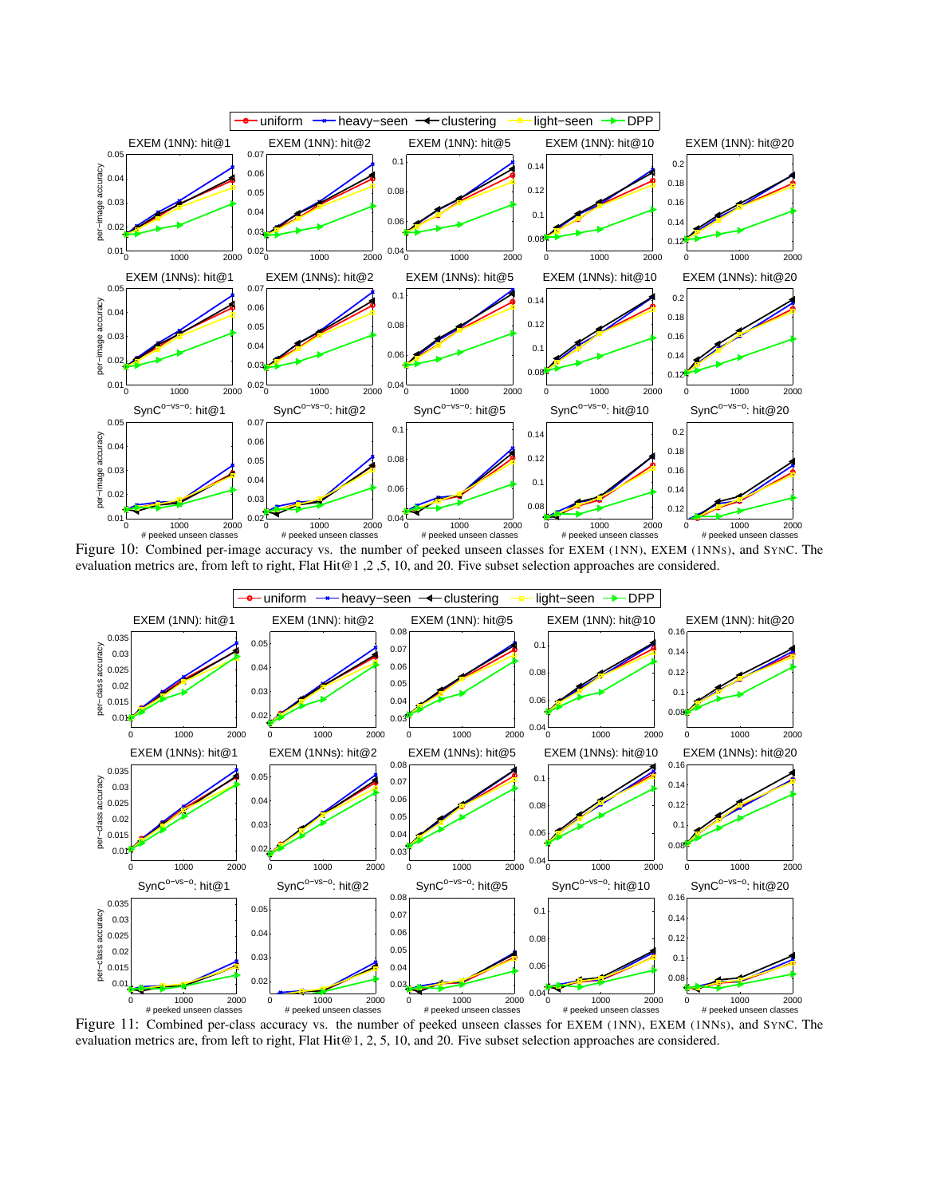Figure 10: Combined per-image accuracy vs. the number of peeked unseen classes for EXEM (1NN), EXEM (1NNS), and SYNC. The evaluation metrics are, from left to right, Flat Hit@1 ,2 ,5, 10, and 20. Five subset selection approaches are considered.

Figure 11: Combined per-class accuracy vs. the number of peeked unseen classes for EXEM (1NN), EXEM (1NNS), and SYNC. The evaluation metrics are, from left to right, Flat Hit@1, 2, 5, 10, and 20. Five subset selection approaches are considered.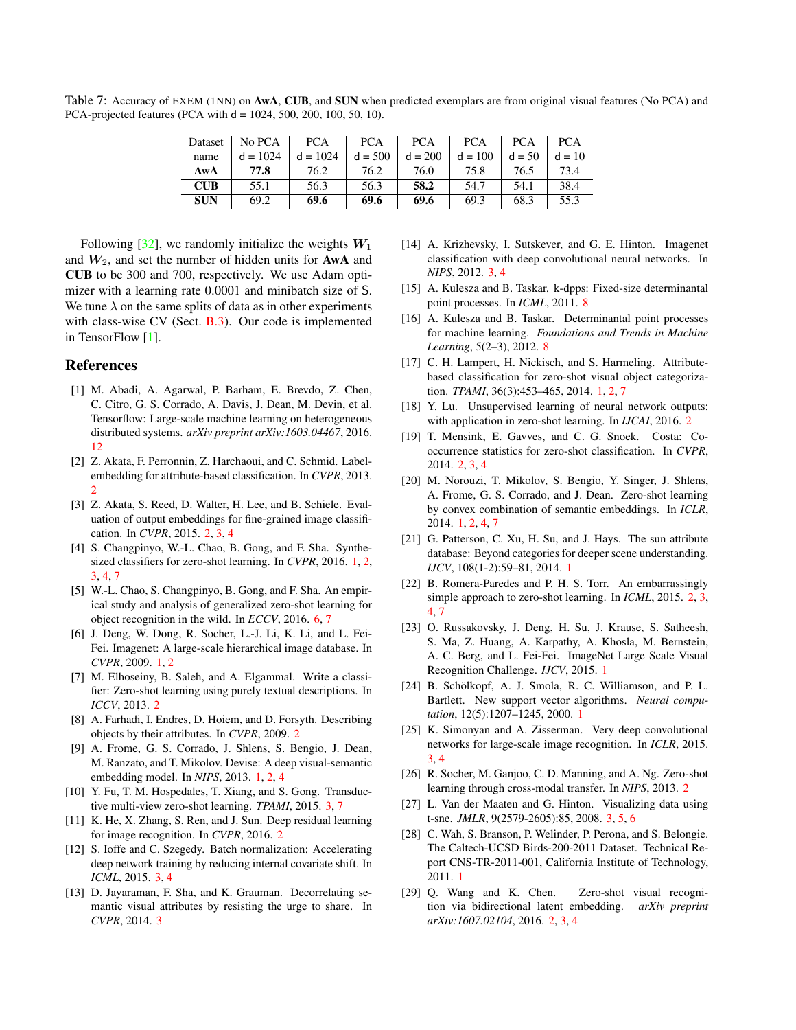Table 7: Accuracy of EXEM (1NN) on **AwA**, **CUB**, and **SUN** when predicted exemplars are from original visual features (No PCA) and PCA-projected features (PCA with d = 1024, 500, 200, 100, 50, 10).

| Dataset name | No PCA d = 1024 | PCA d = 1024 | PCA d = 500 | PCA d = 200 | PCA d = 100 | PCA d = 50 | PCA d = 10 |
|---|---|---|---|---|---|---|---|
| **AwA** | **77.8** | 76.2 | 76.2 | 76.0 | 75.8 | 76.5 | 73.4 |
| **CUB** | 55.1 | 56.3 | 56.3 | **58.2** | 54.7 | 54.1 | 38.4 |
| **SUN** | 69.2 | **69.6** | **69.6** | **69.6** | 69.3 | 68.3 | 55.3 |

Following [32], we randomly initialize the weights $\boldsymbol{W}_1$ and $\boldsymbol{W}_2$, and set the number of hidden units for **AwA** and **CUB** to be 300 and 700, respectively. We use Adam optimizer with a learning rate 0.0001 and minibatch size of S. We tune $\lambda$ on the same splits of data as in other experiments with class-wise CV (Sect. B.3). Our code is implemented in TensorFlow [1].

## References

[1] M. Abadi, A. Agarwal, P. Barham, E. Brevdo, Z. Chen, C. Citro, G. S. Corrado, A. Davis, J. Dean, M. Devin, et al. Tensorflow: Large-scale machine learning on heterogeneous distributed systems. *arXiv preprint arXiv:1603.04467*, 2016. 12

[2] Z. Akata, F. Perronnin, Z. Harchaoui, and C. Schmid. Label-embedding for attribute-based classification. In *CVPR*, 2013. 2

[3] Z. Akata, S. Reed, D. Walter, H. Lee, and B. Schiele. Evaluation of output embeddings for fine-grained image classification. In *CVPR*, 2015. 2, 3, 4

[4] S. Changpinyo, W.-L. Chao, B. Gong, and F. Sha. Synthesized classifiers for zero-shot learning. In *CVPR*, 2016. 1, 2, 3, 4, 7

[5] W.-L. Chao, S. Changpinyo, B. Gong, and F. Sha. An empirical study and analysis of generalized zero-shot learning for object recognition in the wild. In *ECCV*, 2016. 6, 7

[6] J. Deng, W. Dong, R. Socher, L.-J. Li, K. Li, and L. Fei-Fei. Imagenet: A large-scale hierarchical image database. In *CVPR*, 2009. 1, 2

[7] M. Elhoseiny, B. Saleh, and A. Elgammal. Write a classifier: Zero-shot learning using purely textual descriptions. In *ICCV*, 2013. 2

[8] A. Farhadi, I. Endres, D. Hoiem, and D. Forsyth. Describing objects by their attributes. In *CVPR*, 2009. 2

[9] A. Frome, G. S. Corrado, J. Shlens, S. Bengio, J. Dean, M. Ranzato, and T. Mikolov. Devise: A deep visual-semantic embedding model. In *NIPS*, 2013. 1, 2, 4

[10] Y. Fu, T. M. Hospedales, T. Xiang, and S. Gong. Transductive multi-view zero-shot learning. *TPAMI*, 2015. 3, 7

[11] K. He, X. Zhang, S. Ren, and J. Sun. Deep residual learning for image recognition. In *CVPR*, 2016. 2

[12] S. Ioffe and C. Szegedy. Batch normalization: Accelerating deep network training by reducing internal covariate shift. In *ICML*, 2015. 3, 4

[13] D. Jayaraman, F. Sha, and K. Grauman. Decorrelating semantic visual attributes by resisting the urge to share. In *CVPR*, 2014. 3

[14] A. Krizhevsky, I. Sutskever, and G. E. Hinton. Imagenet classification with deep convolutional neural networks. In *NIPS*, 2012. 3, 4

[15] A. Kulesza and B. Taskar. k-dpps: Fixed-size determinantal point processes. In *ICML*, 2011. 8

[16] A. Kulesza and B. Taskar. Determinantal point processes for machine learning. *Foundations and Trends in Machine Learning*, 5(2–3), 2012. 8

[17] C. H. Lampert, H. Nickisch, and S. Harmeling. Attribute-based classification for zero-shot visual object categorization. *TPAMI*, 36(3):453–465, 2014. 1, 2, 7

[18] Y. Lu. Unsupervised learning of neural network outputs: with application in zero-shot learning. In *IJCAI*, 2016. 2

[19] T. Mensink, E. Gavves, and C. G. Snoek. Costa: Co-occurrence statistics for zero-shot classification. In *CVPR*, 2014. 2, 3, 4

[20] M. Norouzi, T. Mikolov, S. Bengio, Y. Singer, J. Shlens, A. Frome, G. S. Corrado, and J. Dean. Zero-shot learning by convex combination of semantic embeddings. In *ICLR*, 2014. 1, 2, 4, 7

[21] G. Patterson, C. Xu, H. Su, and J. Hays. The sun attribute database: Beyond categories for deeper scene understanding. *IJCV*, 108(1-2):59–81, 2014. 1

[22] B. Romera-Paredes and P. H. S. Torr. An embarrassingly simple approach to zero-shot learning. In *ICML*, 2015. 2, 3, 4, 7

[23] O. Russakovsky, J. Deng, H. Su, J. Krause, S. Satheesh, S. Ma, Z. Huang, A. Karpathy, A. Khosla, M. Bernstein, A. C. Berg, and L. Fei-Fei. ImageNet Large Scale Visual Recognition Challenge. *IJCV*, 2015. 1

[24] B. Schölkopf, A. J. Smola, R. C. Williamson, and P. L. Bartlett. New support vector algorithms. *Neural computation*, 12(5):1207–1245, 2000. 1

[25] K. Simonyan and A. Zisserman. Very deep convolutional networks for large-scale image recognition. In *ICLR*, 2015. 3, 4

[26] R. Socher, M. Ganjoo, C. D. Manning, and A. Ng. Zero-shot learning through cross-modal transfer. In *NIPS*, 2013. 2

[27] L. Van der Maaten and G. Hinton. Visualizing data using t-sne. *JMLR*, 9(2579-2605):85, 2008. 3, 5, 6

[28] C. Wah, S. Branson, P. Welinder, P. Perona, and S. Belongie. The Caltech-UCSD Birds-200-2011 Dataset. Technical Report CNS-TR-2011-001, California Institute of Technology, 2011. 1

[29] Q. Wang and K. Chen. Zero-shot visual recognition via bidirectional latent embedding. *arXiv preprint arXiv:1607.02104*, 2016. 2, 3, 4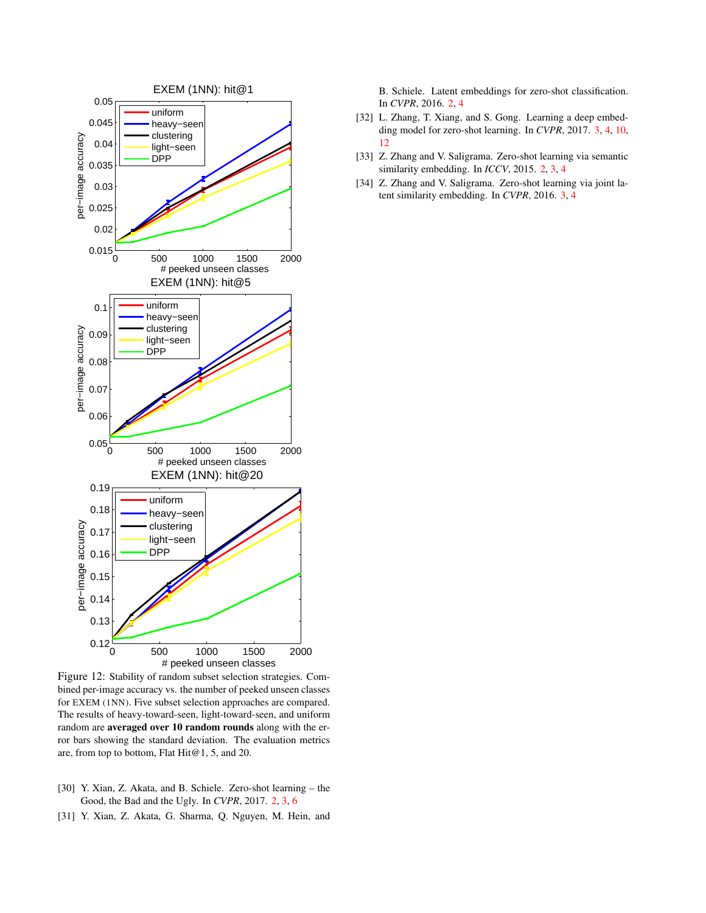EXEM (1NN): hit@1

0.05
0.045
0.04
0.035
0.03
0.025
0.02
0.015

per−image accuracy

0 500 1000 1500 2000

# peeked unseen classes

uniform
heavy−seen
clustering
light−seen
DPP

EXEM (1NN): hit@5

0.1
0.09
0.08
0.07
0.06
0.05

per−image accuracy

0 500 1000 1500 2000

# peeked unseen classes

uniform
heavy−seen
clustering
light−seen
DPP

EXEM (1NN): hit@20

0.19
0.18
0.17
0.16
0.15
0.14
0.13
0.12

per−image accuracy

0 500 1000 1500 2000

# peeked unseen classes

uniform
heavy−seen
clustering
light−seen
DPP

Figure 12: Stability of random subset selection strategies. Combined per-image accuracy vs. the number of peeked unseen classes for EXEM (1NN). Five subset selection approaches are compared. The results of heavy-toward-seen, light-toward-seen, and uniform random are **averaged over 10 random rounds** along with the error bars showing the standard deviation. The evaluation metrics are, from top to bottom, Flat Hit@1, 5, and 20.

[30] Y. Xian, Z. Akata, and B. Schiele. Zero-shot learning – the Good, the Bad and the Ugly. In *CVPR*, 2017. 2, 3, 6

[31] Y. Xian, Z. Akata, G. Sharma, Q. Nguyen, M. Hein, and B. Schiele. Latent embeddings for zero-shot classification. In *CVPR*, 2016. 2, 4

[32] L. Zhang, T. Xiang, and S. Gong. Learning a deep embedding model for zero-shot learning. In *CVPR*, 2017. 3, 4, 10, 12

[33] Z. Zhang and V. Saligrama. Zero-shot learning via semantic similarity embedding. In *ICCV*, 2015. 2, 3, 4

[34] Z. Zhang and V. Saligrama. Zero-shot learning via joint latent similarity embedding. In *CVPR*, 2016. 3, 4